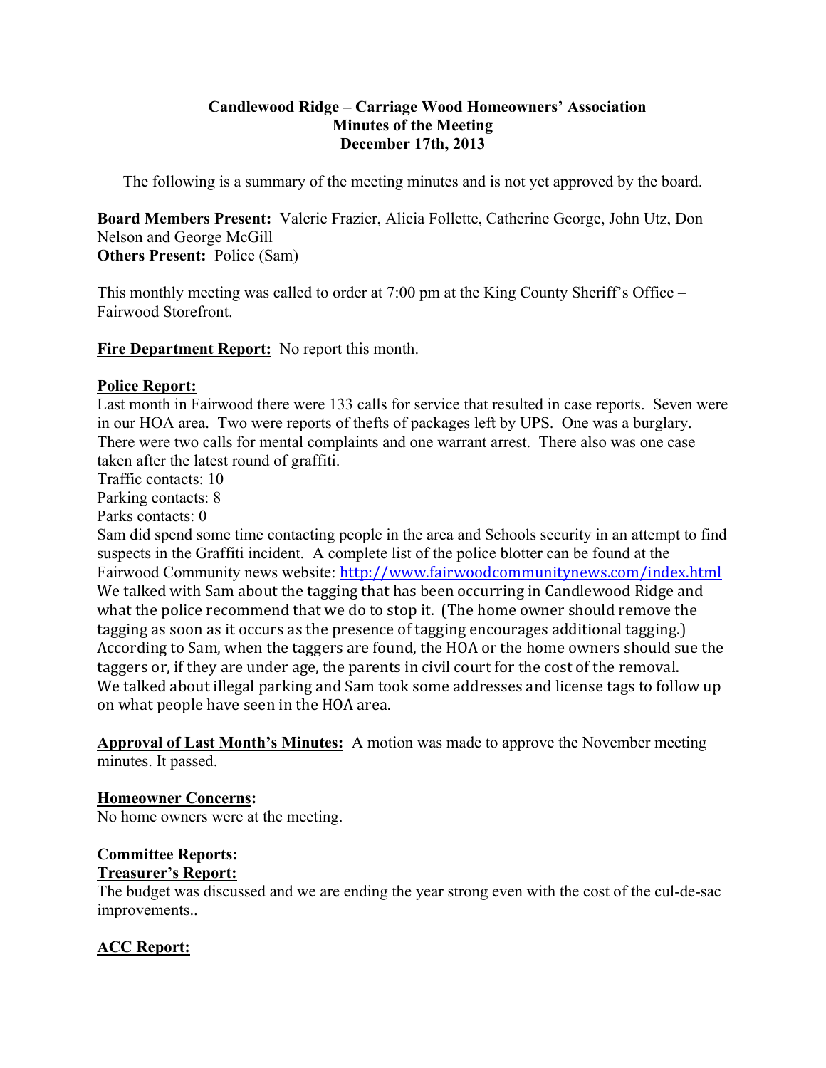# Candlewood Ridge – Carriage Wood Homeowners' Association
## Minutes of the Meeting
## December 17th, 2013

The following is a summary of the meeting minutes and is not yet approved by the board.

**Board Members Present:** Valerie Frazier, Alicia Follette, Catherine George, John Utz, Don Nelson and George McGill
**Others Present:** Police (Sam)

This monthly meeting was called to order at 7:00 pm at the King County Sheriff's Office – Fairwood Storefront.

**Fire Department Report:** No report this month.

**Police Report:**
Last month in Fairwood there were 133 calls for service that resulted in case reports. Seven were in our HOA area. Two were reports of thefts of packages left by UPS. One was a burglary. There were two calls for mental complaints and one warrant arrest. There also was one case taken after the latest round of graffiti.
Traffic contacts: 10
Parking contacts: 8
Parks contacts: 0
Sam did spend some time contacting people in the area and Schools security in an attempt to find suspects in the Graffiti incident. A complete list of the police blotter can be found at the Fairwood Community news website: http://www.fairwoodcommunitynews.com/index.html
We talked with Sam about the tagging that has been occurring in Candlewood Ridge and what the police recommend that we do to stop it. (The home owner should remove the tagging as soon as it occurs as the presence of tagging encourages additional tagging.) According to Sam, when the taggers are found, the HOA or the home owners should sue the taggers or, if they are under age, the parents in civil court for the cost of the removal.
We talked about illegal parking and Sam took some addresses and license tags to follow up on what people have seen in the HOA area.

**Approval of Last Month's Minutes:** A motion was made to approve the November meeting minutes. It passed.

**Homeowner Concerns:**
No home owners were at the meeting.

**Committee Reports:**
**Treasurer's Report:**
The budget was discussed and we are ending the year strong even with the cost of the cul-de-sac improvements..

**ACC Report:**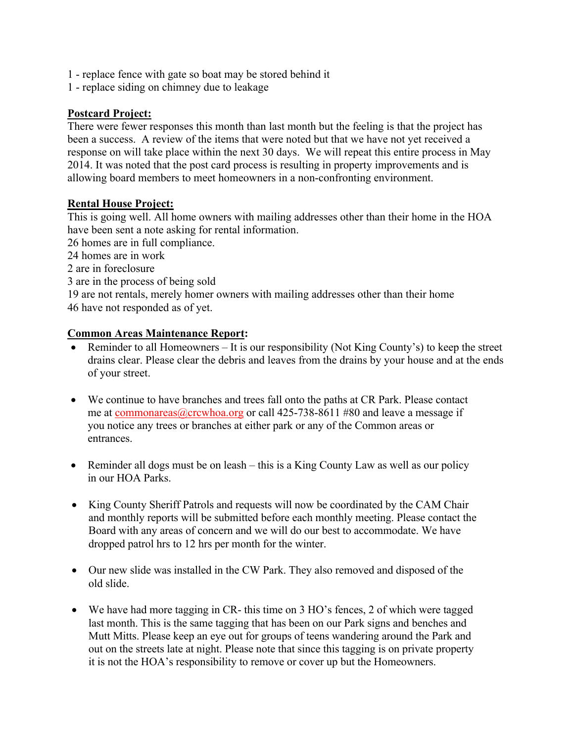1 - replace fence with gate so boat may be stored behind it
1 - replace siding on chimney due to leakage

**Postcard Project:**

There were fewer responses this month than last month but the feeling is that the project has been a success. A review of the items that were noted but that we have not yet received a response on will take place within the next 30 days. We will repeat this entire process in May 2014. It was noted that the post card process is resulting in property improvements and is allowing board members to meet homeowners in a non-confronting environment.

**Rental House Project:**

This is going well. All home owners with mailing addresses other than their home in the HOA have been sent a note asking for rental information.
26 homes are in full compliance.
24 homes are in work
2 are in foreclosure
3 are in the process of being sold
19 are not rentals, merely homer owners with mailing addresses other than their home
46 have not responded as of yet.

**Common Areas Maintenance Report:**

- Reminder to all Homeowners – It is our responsibility (Not King County's) to keep the street drains clear. Please clear the debris and leaves from the drains by your house and at the ends of your street.

- We continue to have branches and trees fall onto the paths at CR Park. Please contact me at commonareas@crcwhoa.org or call 425-738-8611 #80 and leave a message if you notice any trees or branches at either park or any of the Common areas or entrances.

- Reminder all dogs must be on leash – this is a King County Law as well as our policy in our HOA Parks.

- King County Sheriff Patrols and requests will now be coordinated by the CAM Chair and monthly reports will be submitted before each monthly meeting. Please contact the Board with any areas of concern and we will do our best to accommodate. We have dropped patrol hrs to 12 hrs per month for the winter.

- Our new slide was installed in the CW Park. They also removed and disposed of the old slide.

- We have had more tagging in CR- this time on 3 HO's fences, 2 of which were tagged last month. This is the same tagging that has been on our Park signs and benches and Mutt Mitts. Please keep an eye out for groups of teens wandering around the Park and out on the streets late at night. Please note that since this tagging is on private property it is not the HOA's responsibility to remove or cover up but the Homeowners.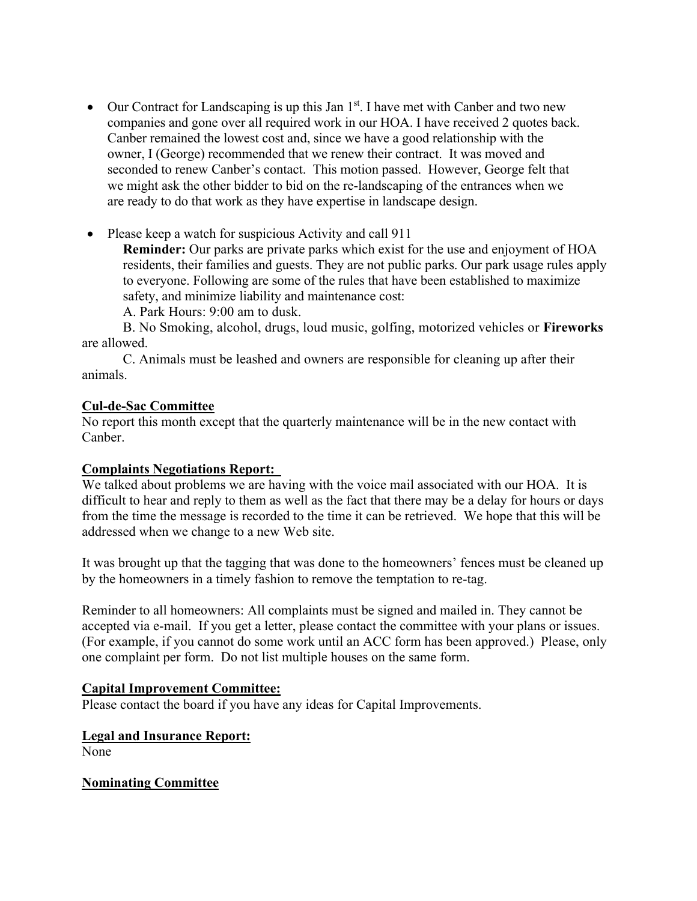- Our Contract for Landscaping is up this Jan 1st. I have met with Canber and two new companies and gone over all required work in our HOA. I have received 2 quotes back. Canber remained the lowest cost and, since we have a good relationship with the owner, I (George) recommended that we renew their contract. It was moved and seconded to renew Canber's contact. This motion passed. However, George felt that we might ask the other bidder to bid on the re-landscaping of the entrances when we are ready to do that work as they have expertise in landscape design.

- Please keep a watch for suspicious Activity and call 911

  **Reminder:** Our parks are private parks which exist for the use and enjoyment of HOA residents, their families and guests. They are not public parks. Our park usage rules apply to everyone. Following are some of the rules that have been established to maximize safety, and minimize liability and maintenance cost:

  A. Park Hours: 9:00 am to dusk.

  B. No Smoking, alcohol, drugs, loud music, golfing, motorized vehicles or **Fireworks** are allowed.

  C. Animals must be leashed and owners are responsible for cleaning up after their animals.

**Cul-de-Sac Committee**

No report this month except that the quarterly maintenance will be in the new contact with Canber.

**Complaints Negotiations Report:**

We talked about problems we are having with the voice mail associated with our HOA. It is difficult to hear and reply to them as well as the fact that there may be a delay for hours or days from the time the message is recorded to the time it can be retrieved. We hope that this will be addressed when we change to a new Web site.

It was brought up that the tagging that was done to the homeowners' fences must be cleaned up by the homeowners in a timely fashion to remove the temptation to re-tag.

Reminder to all homeowners: All complaints must be signed and mailed in. They cannot be accepted via e-mail. If you get a letter, please contact the committee with your plans or issues. (For example, if you cannot do some work until an ACC form has been approved.) Please, only one complaint per form. Do not list multiple houses on the same form.

**Capital Improvement Committee:**

Please contact the board if you have any ideas for Capital Improvements.

**Legal and Insurance Report:**

None

**Nominating Committee**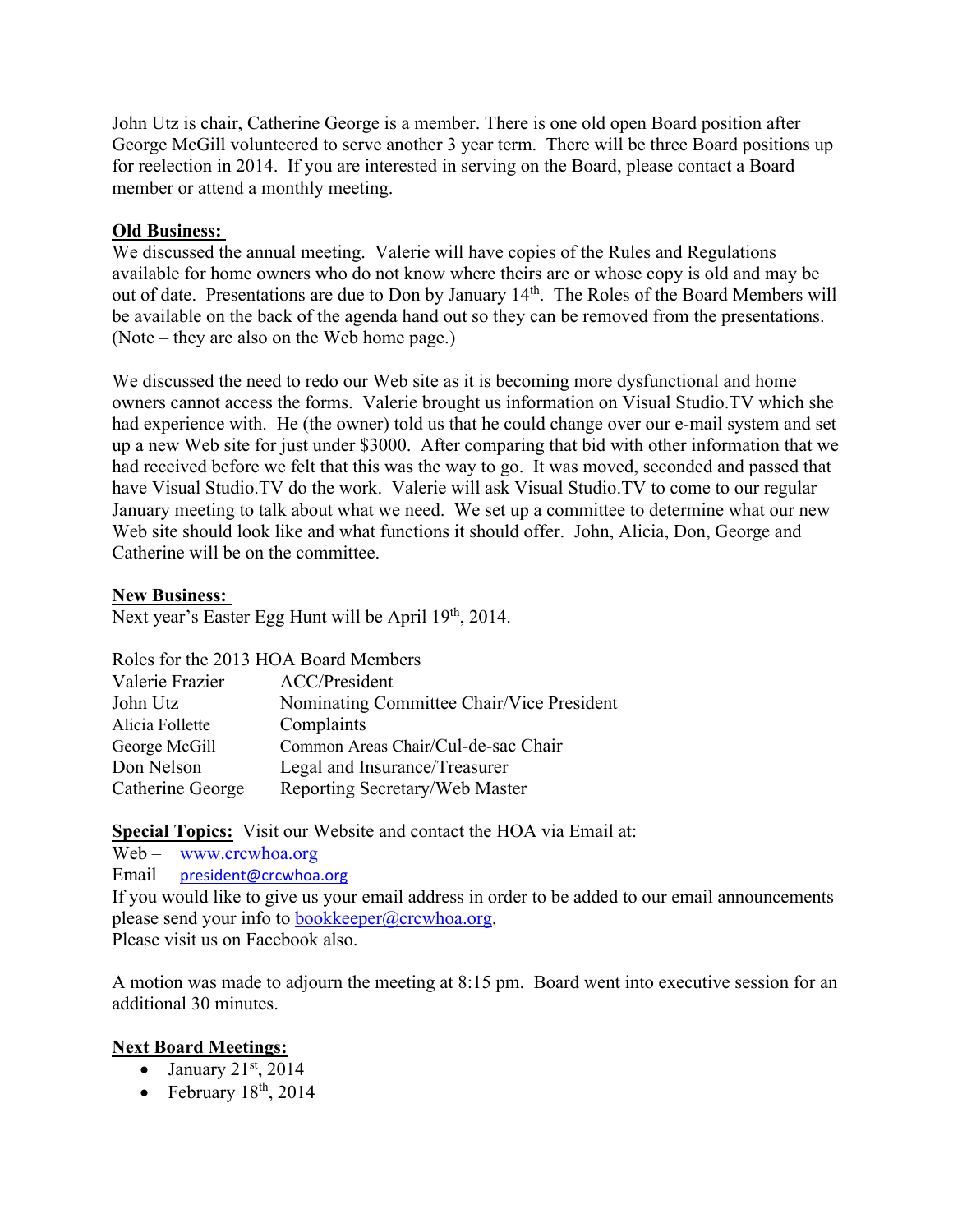John Utz is chair, Catherine George is a member. There is one old open Board position after George McGill volunteered to serve another 3 year term. There will be three Board positions up for reelection in 2014. If you are interested in serving on the Board, please contact a Board member or attend a monthly meeting.

**Old Business:**

We discussed the annual meeting. Valerie will have copies of the Rules and Regulations available for home owners who do not know where theirs are or whose copy is old and may be out of date. Presentations are due to Don by January 14th. The Roles of the Board Members will be available on the back of the agenda hand out so they can be removed from the presentations. (Note – they are also on the Web home page.)

We discussed the need to redo our Web site as it is becoming more dysfunctional and home owners cannot access the forms. Valerie brought us information on Visual Studio.TV which she had experience with. He (the owner) told us that he could change over our e-mail system and set up a new Web site for just under $3000. After comparing that bid with other information that we had received before we felt that this was the way to go. It was moved, seconded and passed that have Visual Studio.TV do the work. Valerie will ask Visual Studio.TV to come to our regular January meeting to talk about what we need. We set up a committee to determine what our new Web site should look like and what functions it should offer. John, Alicia, Don, George and Catherine will be on the committee.

**New Business:**

Next year's Easter Egg Hunt will be April 19th, 2014.

Roles for the 2013 HOA Board Members

| | |
|---|---|
| Valerie Frazier | ACC/President |
| John Utz | Nominating Committee Chair/Vice President |
| Alicia Follette | Complaints |
| George McGill | Common Areas Chair/Cul-de-sac Chair |
| Don Nelson | Legal and Insurance/Treasurer |
| Catherine George | Reporting Secretary/Web Master |

**Special Topics:** Visit our Website and contact the HOA via Email at:

Web – www.crcwhoa.org

Email – president@crcwhoa.org

If you would like to give us your email address in order to be added to our email announcements please send your info to bookkeeper@crcwhoa.org.

Please visit us on Facebook also.

A motion was made to adjourn the meeting at 8:15 pm. Board went into executive session for an additional 30 minutes.

**Next Board Meetings:**

- January 21st, 2014
- February 18th, 2014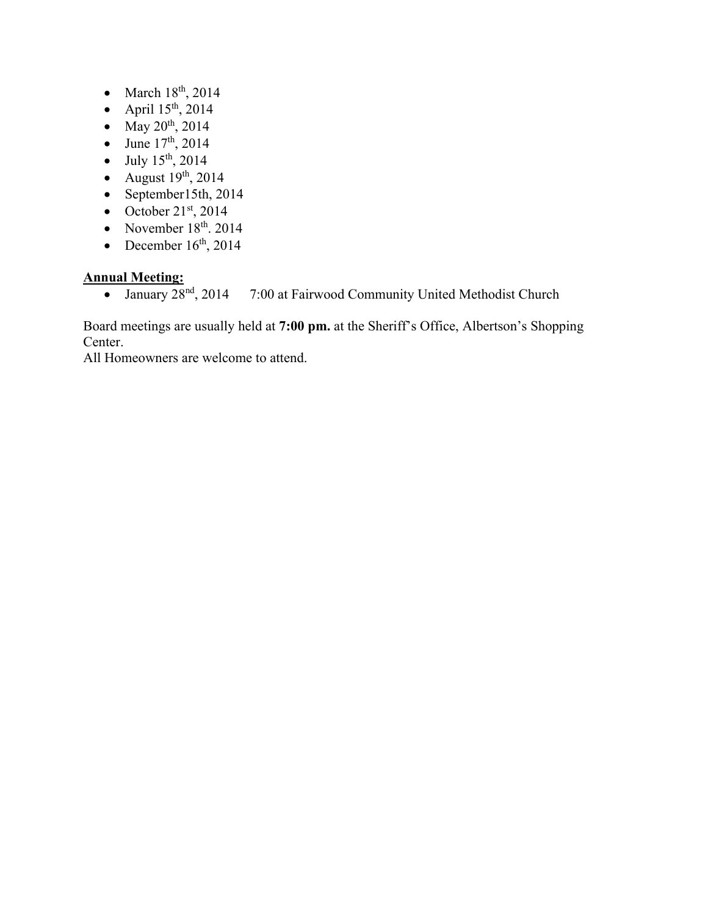- March 18th, 2014
- April 15th, 2014
- May 20th, 2014
- June 17th, 2014
- July 15th, 2014
- August 19th, 2014
- September15th, 2014
- October 21st, 2014
- November 18th. 2014
- December 16th, 2014

**Annual Meeting:**

- January 28nd, 2014 7:00 at Fairwood Community United Methodist Church

Board meetings are usually held at **7:00 pm.** at the Sheriff's Office, Albertson's Shopping Center.
All Homeowners are welcome to attend.